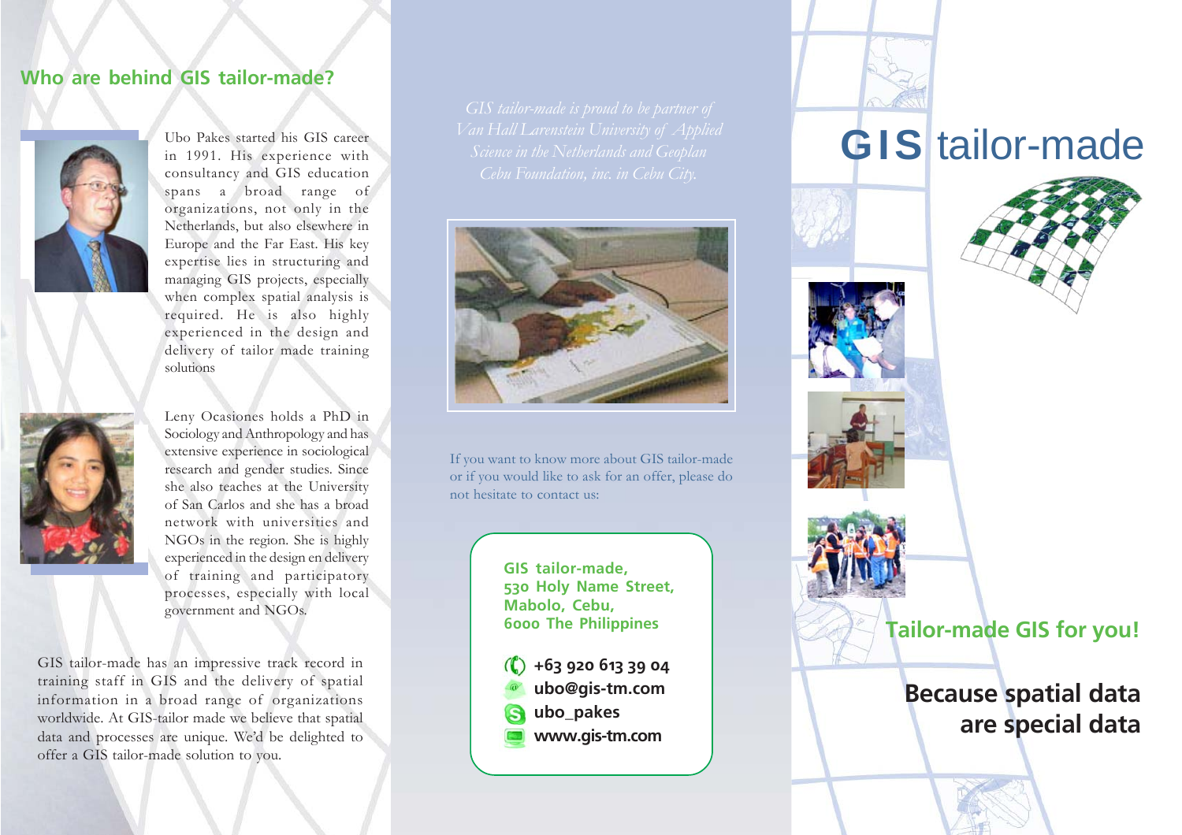## Who are behind GIS tailor-made?

Ubo Pakes started his GIS career in 1991. His experience with consultancy and GIS education spans a broad range of organizations, not only in the Netherlands, but also elsewhere in Europe and the Far East. His key expertise lies in structuring and managing GIS projects, especially when complex spatial analysis is required. He is also highly experienced in the design and delivery of tailor made training solutions

Leny Ocasiones holds a PhD in Sociology and Anthropology and has extensive experience in sociological research and gender studies. Since she also teaches at the University of San Carlos and she has a broad network with universities and NGOs in the region. She is highly experienced in the design en delivery of training and participatory processes, especially with local government and NGOs.

GIS tailor-made has an impressive track record in training staff in GIS and the delivery of spatial information in a broad range of organizations worldwide. At GIS-tailor made we believe that spatial data and processes are unique. We'd be delighted to offer a GIS tailor-made solution to you.

*GIS tailor-made is proud to be partner of Van Hall Larenstein University of Applied Science in the Netherlands and Geoplan Cebu Foundation, inc. in Cebu City.*

If you want to know more about GIS tailor-made or if you would like to ask for an offer, please do not hesitate to contact us:

**GIS tailor-made,**
**530 Holy Name Street,**
**Mabolo, Cebu,**
**6000 The Philippines**

**+63 920 613 39 04**
**ubo@gis-tm.com**
**ubo_pakes**
**www.gis-tm.com**

# GIS tailor-made

## Tailor-made GIS for you!

## Because spatial data are special data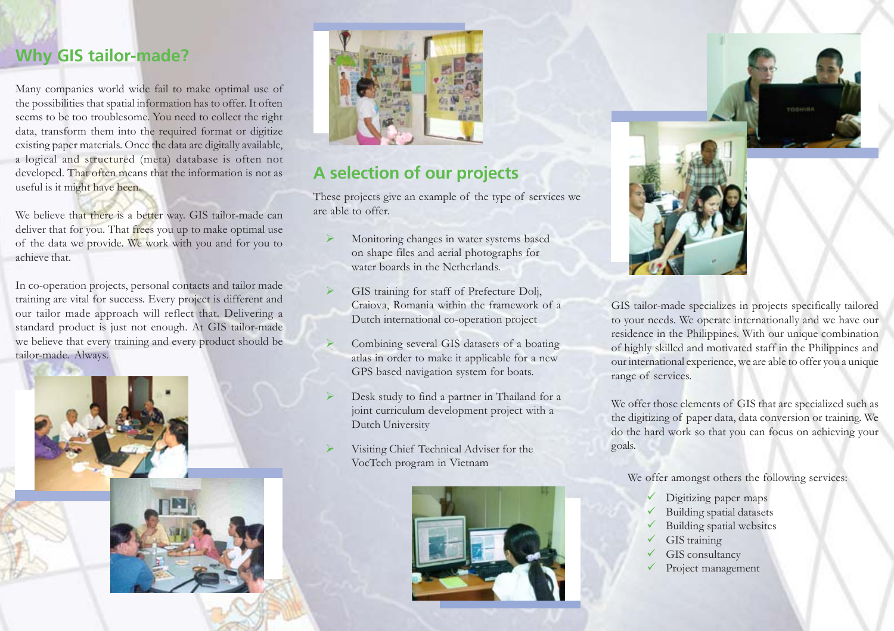## Why GIS tailor-made?

Many companies world wide fail to make optimal use of the possibilities that spatial information has to offer. It often seems to be too troublesome. You need to collect the right data, transform them into the required format or digitize existing paper materials. Once the data are digitally available, a logical and structured (meta) database is often not developed. That often means that the information is not as useful is it might have been.

We believe that there is a better way. GIS tailor-made can deliver that for you. That frees you up to make optimal use of the data we provide. We work with you and for you to achieve that.

In co-operation projects, personal contacts and tailor made training are vital for success. Every project is different and our tailor made approach will reflect that. Delivering a standard product is just not enough. At GIS tailor-made we believe that every training and every product should be tailor-made. Always.

## A selection of our projects

These projects give an example of the type of services we are able to offer.

- Monitoring changes in water systems based on shape files and aerial photographs for water boards in the Netherlands.
- GIS training for staff of Prefecture Dolj, Craiova, Romania within the framework of a Dutch international co-operation project
- Combining several GIS datasets of a boating atlas in order to make it applicable for a new GPS based navigation system for boats.
- Desk study to find a partner in Thailand for a joint curriculum development project with a Dutch University
- Visiting Chief Technical Adviser for the VocTech program in Vietnam

GIS tailor-made specializes in projects specifically tailored to your needs. We operate internationally and we have our residence in the Philippines. With our unique combination of highly skilled and motivated staff in the Philippines and our international experience, we are able to offer you a unique range of services.

We offer those elements of GIS that are specialized such as the digitizing of paper data, data conversion or training. We do the hard work so that you can focus on achieving your goals.

We offer amongst others the following services:

- Digitizing paper maps
- Building spatial datasets
- Building spatial websites
- GIS training
- GIS consultancy
- Project management